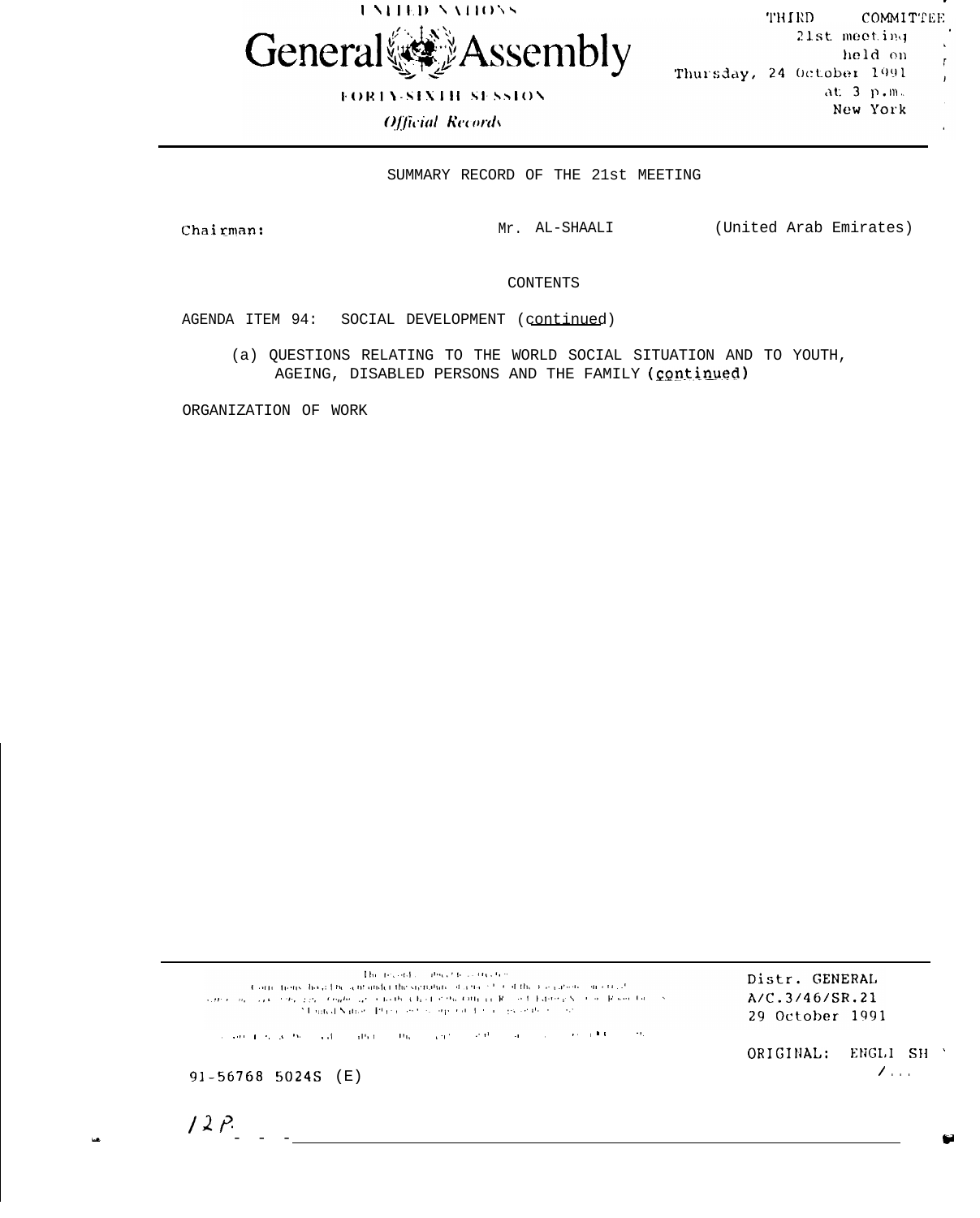UNITED NATIONS

# General Assembly

FORTY-SIXTH SESSION

*Official Records*

THIRD COMMITTEE
21st meeting
held on
Thursday, 24 October 1991
at 3 p.m.
New York

## SUMMARY RECORD OF THE 21st MEETING

Chairman: Mr. AL-SHAALI (United Arab Emirates)

### CONTENTS

AGENDA ITEM 94: SOCIAL DEVELOPMENT (continued)

(a) QUESTIONS RELATING TO THE WORLD SOCIAL SITUATION AND TO YOUTH, AGEING, DISABLED PERSONS AND THE FAMILY (continued)

ORGANIZATION OF WORK

Distr. GENERAL
A/C.3/46/SR.21
29 October 1991

ORIGINAL: ENGLISH

91-56768 5024S (E)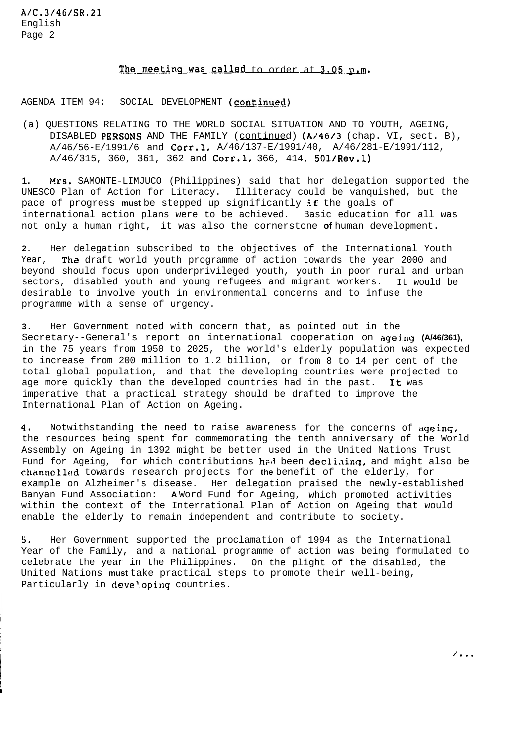The meeting was called to order at 3.05 p.m.

AGENDA ITEM 94: SOCIAL DEVELOPMENT (continued)

(a) QUESTIONS RELATING TO THE WORLD SOCIAL SITUATION AND TO YOUTH, AGEING, DISABLED PERSONS AND THE FAMILY (continued) (A/46/3 (chap. VI, sect. B), A/46/56-E/1991/6 and Corr.1, A/46/137-E/1991/40, A/46/281-E/1991/112, A/46/315, 360, 361, 362 and Corr.1, 366, 414, 501/Rev.1)

1. Mrs. SAMONTE-LIMJUCO (Philippines) said that hor delegation supported the UNESCO Plan of Action for Literacy. Illiteracy could be vanquished, but the pace of progress must be stepped up significantly if the goals of international action plans were to be achieved. Basic education for all was not only a human right, it was also the cornerstone of human development.

2. Her delegation subscribed to the objectives of the International Youth Year, The draft world youth programme of action towards the year 2000 and beyond should focus upon underprivileged youth, youth in poor rural and urban sectors, disabled youth and young refugees and migrant workers. It would be desirable to involve youth in environmental concerns and to infuse the programme with a sense of urgency.

3. Her Government noted with concern that, as pointed out in the Secretary--General's report on international cooperation on ageing (A/46/361), in the 75 years from 1950 to 2025, the world's elderly population was expected to increase from 200 million to 1.2 billion, or from 8 to 14 per cent of the total global population, and that the developing countries were projected to age more quickly than the developed countries had in the past. It was imperative that a practical strategy should be drafted to improve the International Plan of Action on Ageing.

4. Notwithstanding the need to raise awareness for the concerns of ageing, the resources being spent for commemorating the tenth anniversary of the World Assembly on Ageing in 1392 might be better used in the United Nations Trust Fund for Ageing, for which contributions had been declining, and might also be channelled towards research projects for the benefit of the elderly, for example on Alzheimer's disease. Her delegation praised the newly-established Banyan Fund Association: A Word Fund for Ageing, which promoted activities within the context of the International Plan of Action on Ageing that would enable the elderly to remain independent and contribute to society.

5. Her Government supported the proclamation of 1994 as the International Year of the Family, and a national programme of action was being formulated to celebrate the year in the Philippines. On the plight of the disabled, the United Nations must take practical steps to promote their well-being, Particularly in developing countries.

/...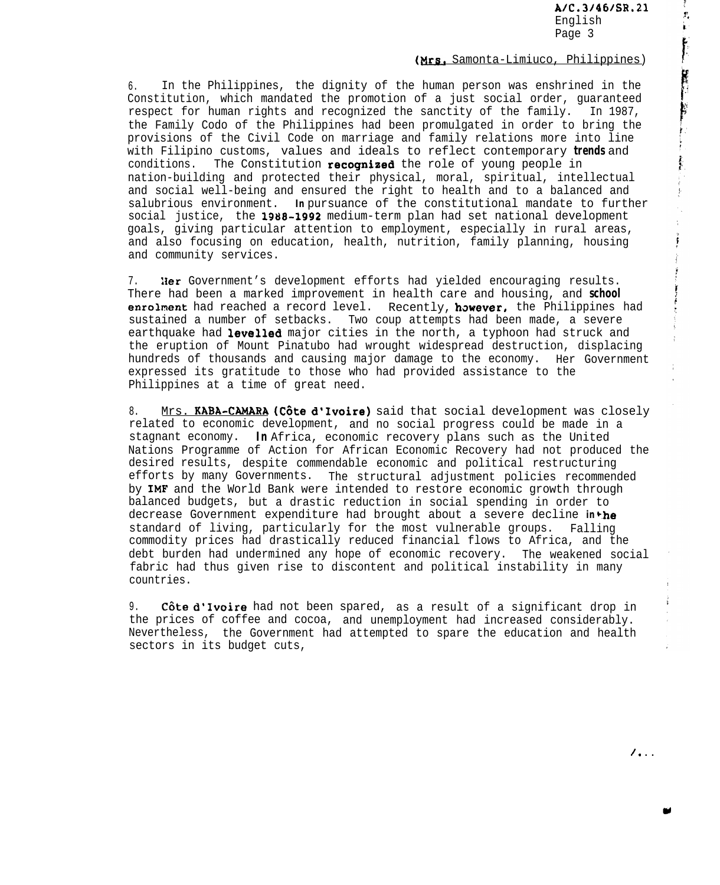(Mrs. Samonta-Limiuco, Philippines)

6. In the Philippines, the dignity of the human person was enshrined in the Constitution, which mandated the promotion of a just social order, guaranteed respect for human rights and recognized the sanctity of the family. In 1987, the Family Codo of the Philippines had been promulgated in order to bring the provisions of the Civil Code on marriage and family relations more into line with Filipino customs, values and ideals to reflect contemporary trends and conditions. The Constitution recognized the role of young people in nation-building and protected their physical, moral, spiritual, intellectual and social well-being and ensured the right to health and to a balanced and salubrious environment. In pursuance of the constitutional mandate to further social justice, the 1988-1992 medium-term plan had set national development goals, giving particular attention to employment, especially in rural areas, and also focusing on education, health, nutrition, family planning, housing and community services.

7. Her Government's development efforts had yielded encouraging results. There had been a marked improvement in health care and housing, and school enrolment had reached a record level. Recently, however, the Philippines had sustained a number of setbacks. Two coup attempts had been made, a severe earthquake had levelled major cities in the north, a typhoon had struck and the eruption of Mount Pinatubo had wrought widespread destruction, displacing hundreds of thousands and causing major damage to the economy. Her Government expressed its gratitude to those who had provided assistance to the Philippines at a time of great need.

8. Mrs. KABA-CAMARA (Côte d'Ivoire) said that social development was closely related to economic development, and no social progress could be made in a stagnant economy. In Africa, economic recovery plans such as the United Nations Programme of Action for African Economic Recovery had not produced the desired results, despite commendable economic and political restructuring efforts by many Governments. The structural adjustment policies recommended by IMF and the World Bank were intended to restore economic growth through balanced budgets, but a drastic reduction in social spending in order to decrease Government expenditure had brought about a severe decline in the standard of living, particularly for the most vulnerable groups. Falling commodity prices had drastically reduced financial flows to Africa, and the debt burden had undermined any hope of economic recovery. The weakened social fabric had thus given rise to discontent and political instability in many countries.

9. Côte d'Ivoire had not been spared, as a result of a significant drop in the prices of coffee and cocoa, and unemployment had increased considerably. Nevertheless, the Government had attempted to spare the education and health sectors in its budget cuts,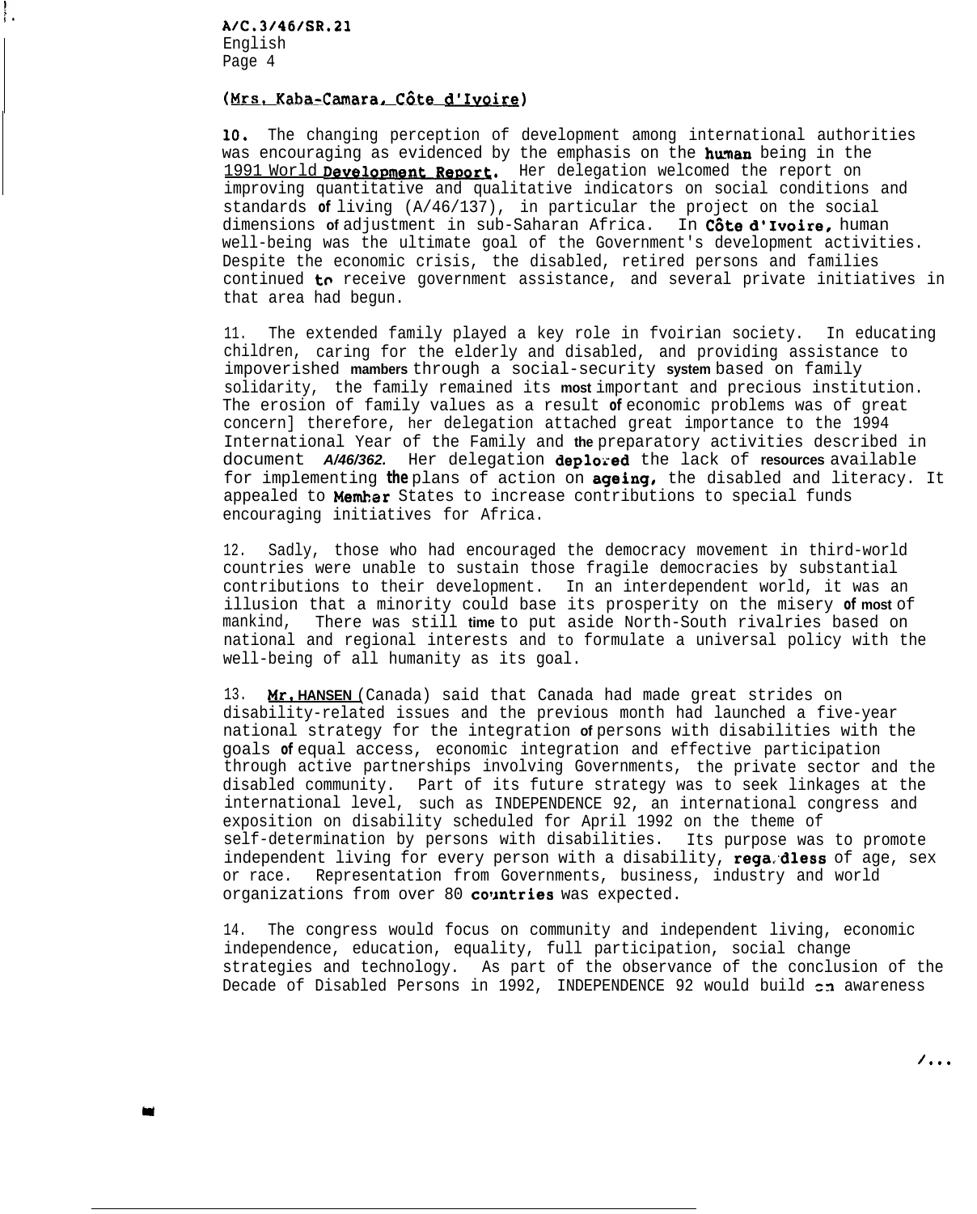(Mrs. Kaba-Camara, Côte d'Ivoire)

10. The changing perception of development among international authorities was encouraging as evidenced by the emphasis on the human being in the 1991 World Development Report. Her delegation welcomed the report on improving quantitative and qualitative indicators on social conditions and standards of living (A/46/137), in particular the project on the social dimensions of adjustment in sub-Saharan Africa. In Côte d'Ivoire, human well-being was the ultimate goal of the Government's development activities. Despite the economic crisis, the disabled, retired persons and families continued to receive government assistance, and several private initiatives in that area had begun.

11. The extended family played a key role in Ivoirian society. In educating children, caring for the elderly and disabled, and providing assistance to impoverished members through a social-security system based on family solidarity, the family remained its most important and precious institution. The erosion of family values as a result of economic problems was of great concern; therefore, her delegation attached great importance to the 1994 International Year of the Family and the preparatory activities described in document A/46/362. Her delegation deplored the lack of resources available for implementing the plans of action on ageing, the disabled and literacy. It appealed to Member States to increase contributions to special funds encouraging initiatives for Africa.

12. Sadly, those who had encouraged the democracy movement in third-world countries were unable to sustain those fragile democracies by substantial contributions to their development. In an interdependent world, it was an illusion that a minority could base its prosperity on the misery of most of mankind. There was still time to put aside North-South rivalries based on national and regional interests and to formulate a universal policy with the well-being of all humanity as its goal.

13. Mr. HANSEN (Canada) said that Canada had made great strides on disability-related issues and the previous month had launched a five-year national strategy for the integration of persons with disabilities with the goals of equal access, economic integration and effective participation through active partnerships involving Governments, the private sector and the disabled community. Part of its future strategy was to seek linkages at the international level, such as INDEPENDENCE 92, an international congress and exposition on disability scheduled for April 1992 on the theme of self-determination by persons with disabilities. Its purpose was to promote independent living for every person with a disability, regardless of age, sex or race. Representation from Governments, business, industry and world organizations from over 80 countries was expected.

14. The congress would focus on community and independent living, economic independence, education, equality, full participation, social change strategies and technology. As part of the observance of the conclusion of the Decade of Disabled Persons in 1992, INDEPENDENCE 92 would build on awareness

/...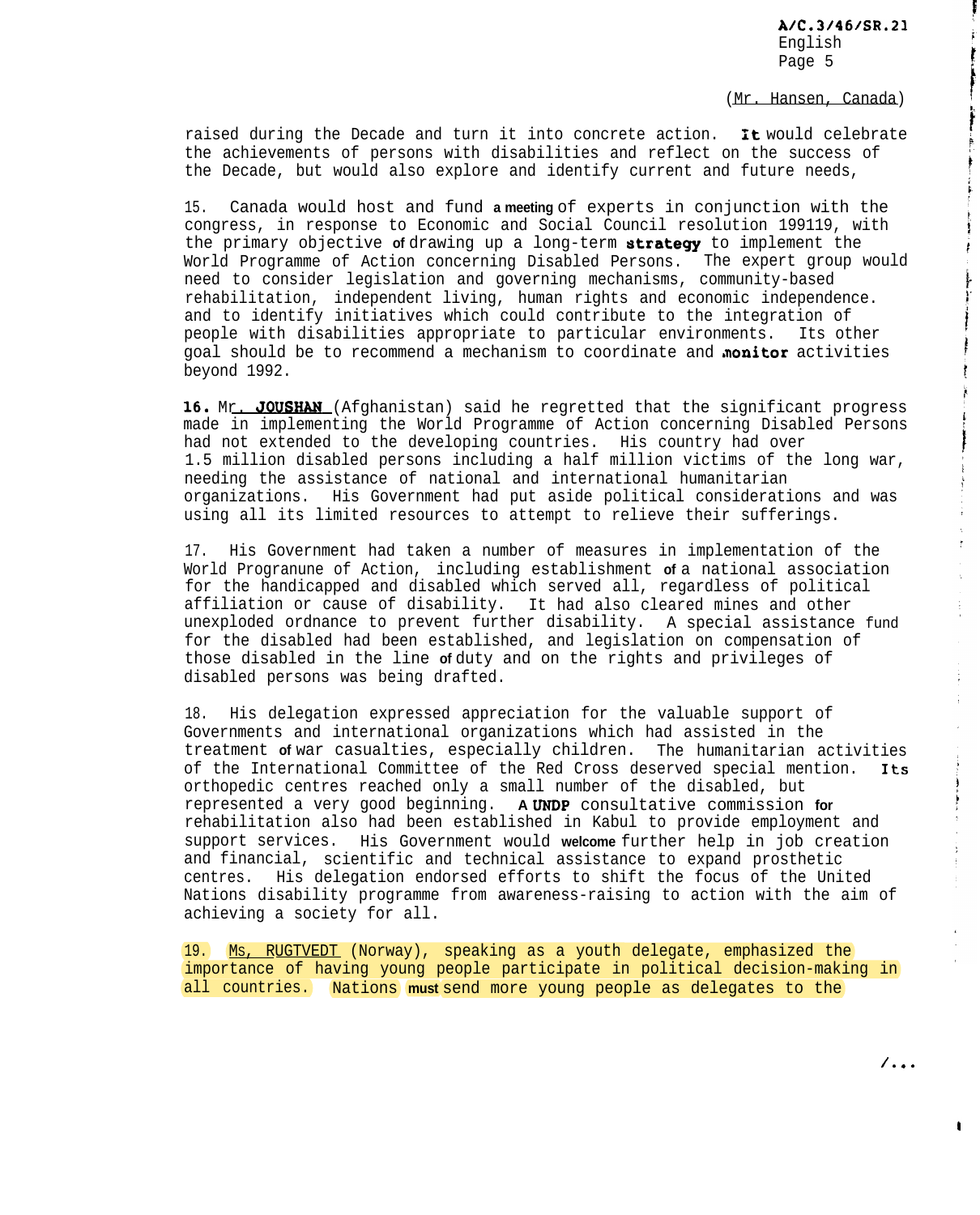(Mr. Hansen, Canada)

raised during the Decade and turn it into concrete action. It would celebrate the achievements of persons with disabilities and reflect on the success of the Decade, but would also explore and identify current and future needs,

15. Canada would host and fund a meeting of experts in conjunction with the congress, in response to Economic and Social Council resolution 199119, with the primary objective of drawing up a long-term strategy to implement the World Programme of Action concerning Disabled Persons. The expert group would need to consider legislation and governing mechanisms, community-based rehabilitation, independent living, human rights and economic independence. and to identify initiatives which could contribute to the integration of people with disabilities appropriate to particular environments. Its other goal should be to recommend a mechanism to coordinate and monitor activities beyond 1992.

16. Mr. JOUSHAN (Afghanistan) said he regretted that the significant progress made in implementing the World Programme of Action concerning Disabled Persons had not extended to the developing countries. His country had over 1.5 million disabled persons including a half million victims of the long war, needing the assistance of national and international humanitarian organizations. His Government had put aside political considerations and was using all its limited resources to attempt to relieve their sufferings.

17. His Government had taken a number of measures in implementation of the World Progranune of Action, including establishment of a national association for the handicapped and disabled which served all, regardless of political affiliation or cause of disability. It had also cleared mines and other unexploded ordnance to prevent further disability. A special assistance fund for the disabled had been established, and legislation on compensation of those disabled in the line of duty and on the rights and privileges of disabled persons was being drafted.

18. His delegation expressed appreciation for the valuable support of Governments and international organizations which had assisted in the treatment of war casualties, especially children. The humanitarian activities of the International Committee of the Red Cross deserved special mention. Its orthopedic centres reached only a small number of the disabled, but represented a very good beginning. A UNDP consultative commission for rehabilitation also had been established in Kabul to provide employment and support services. His Government would welcome further help in job creation and financial, scientific and technical assistance to expand prosthetic centres. His delegation endorsed efforts to shift the focus of the United Nations disability programme from awareness-raising to action with the aim of achieving a society for all.

19. Ms, RUGTVEDT (Norway), speaking as a youth delegate, emphasized the importance of having young people participate in political decision-making in all countries. Nations must send more young people as delegates to the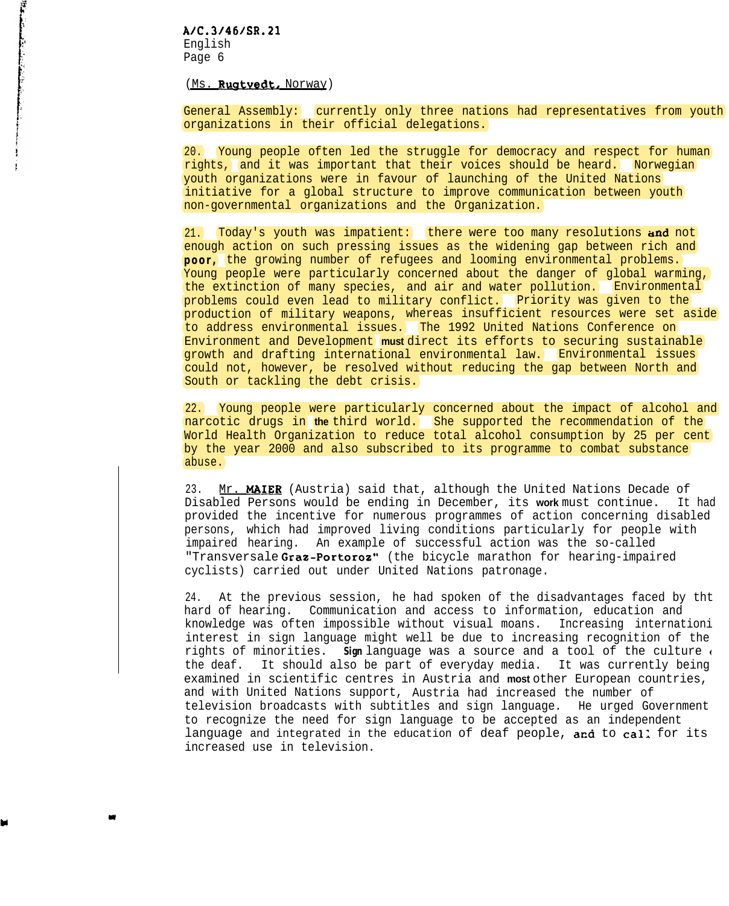(Ms. Rugtvedt, Norway)

General Assembly: currently only three nations had representatives from youth organizations in their official delegations.

20. Young people often led the struggle for democracy and respect for human rights, and it was important that their voices should be heard. Norwegian youth organizations were in favour of launching of the United Nations initiative for a global structure to improve communication between youth non-governmental organizations and the Organization.

21. Today's youth was impatient: there were too many resolutions and not enough action on such pressing issues as the widening gap between rich and poor, the growing number of refugees and looming environmental problems. Young people were particularly concerned about the danger of global warming, the extinction of many species, and air and water pollution. Environmental problems could even lead to military conflict. Priority was given to the production of military weapons, whereas insufficient resources were set aside to address environmental issues. The 1992 United Nations Conference on Environment and Development must direct its efforts to securing sustainable growth and drafting international environmental law. Environmental issues could not, however, be resolved without reducing the gap between North and South or tackling the debt crisis.

22. Young people were particularly concerned about the impact of alcohol and narcotic drugs in the third world. She supported the recommendation of the World Health Organization to reduce total alcohol consumption by 25 per cent by the year 2000 and also subscribed to its programme to combat substance abuse.

23. Mr. MAIER (Austria) said that, although the United Nations Decade of Disabled Persons would be ending in December, its work must continue. It had provided the incentive for numerous programmes of action concerning disabled persons, which had improved living conditions particularly for people with impaired hearing. An example of successful action was the so-called "Transversale Graz-Portoroz" (the bicycle marathon for hearing-impaired cyclists) carried out under United Nations patronage.

24. At the previous session, he had spoken of the disadvantages faced by tht hard of hearing. Communication and access to information, education and knowledge was often impossible without visual moans. Increasing internationi interest in sign language might well be due to increasing recognition of the rights of minorities. Sign language was a source and a tool of the culture ‹ the deaf. It should also be part of everyday media. It was currently being examined in scientific centres in Austria and most other European countries, and with United Nations support, Austria had increased the number of television broadcasts with subtitles and sign language. He urged Government to recognize the need for sign language to be accepted as an independent language and integrated in the education of deaf people, and to call for its increased use in television.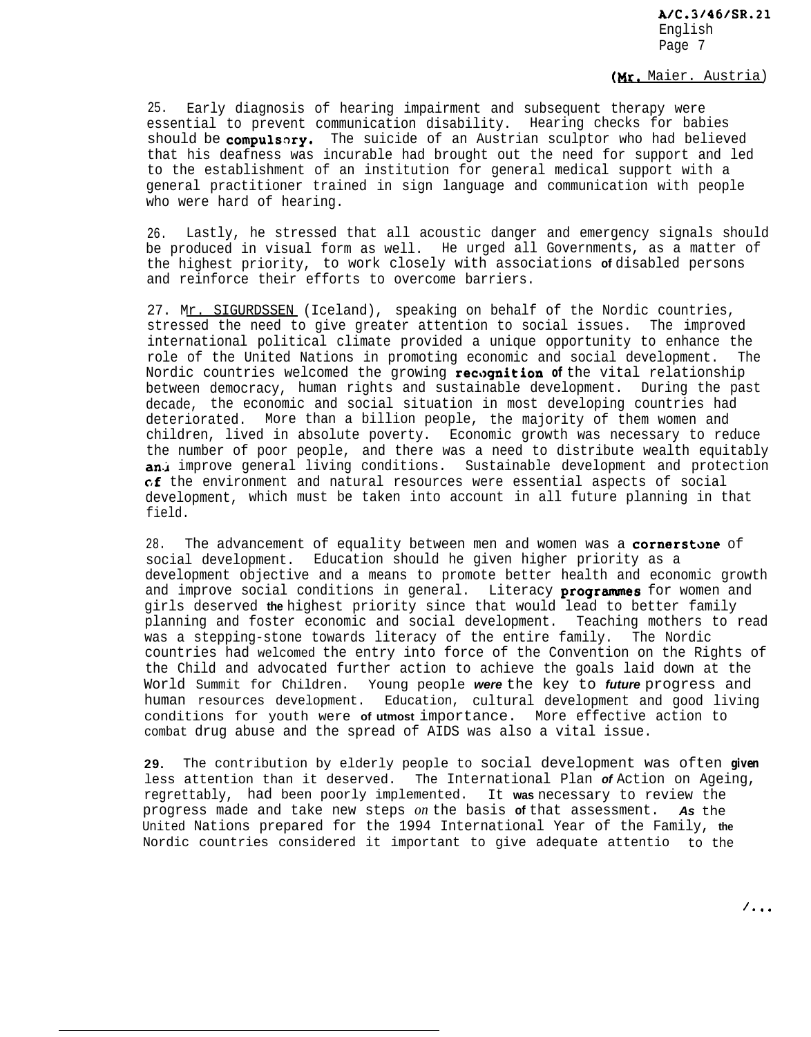(Mr. Maier, Austria)

25. Early diagnosis of hearing impairment and subsequent therapy were essential to prevent communication disability. Hearing checks for babies should be compulsory. The suicide of an Austrian sculptor who had believed that his deafness was incurable had brought out the need for support and led to the establishment of an institution for general medical support with a general practitioner trained in sign language and communication with people who were hard of hearing.

26. Lastly, he stressed that all acoustic danger and emergency signals should be produced in visual form as well. He urged all Governments, as a matter of the highest priority, to work closely with associations of disabled persons and reinforce their efforts to overcome barriers.

27. Mr. SIGURDSSEN (Iceland), speaking on behalf of the Nordic countries, stressed the need to give greater attention to social issues. The improved international political climate provided a unique opportunity to enhance the role of the United Nations in promoting economic and social development. The Nordic countries welcomed the growing recognition of the vital relationship between democracy, human rights and sustainable development. During the past decade, the economic and social situation in most developing countries had deteriorated. More than a billion people, the majority of them women and children, lived in absolute poverty. Economic growth was necessary to reduce the number of poor people, and there was a need to distribute wealth equitably and improve general living conditions. Sustainable development and protection of the environment and natural resources were essential aspects of social development, which must be taken into account in all future planning in that field.

28. The advancement of equality between men and women was a cornerstone of social development. Education should he given higher priority as a development objective and a means to promote better health and economic growth and improve social conditions in general. Literacy programmes for women and girls deserved the highest priority since that would lead to better family planning and foster economic and social development. Teaching mothers to read was a stepping-stone towards literacy of the entire family. The Nordic countries had welcomed the entry into force of the Convention on the Rights of the Child and advocated further action to achieve the goals laid down at the World Summit for Children. Young people were the key to future progress and human resources development. Education, cultural development and good living conditions for youth were of utmost importance. More effective action to combat drug abuse and the spread of AIDS was also a vital issue.

29. The contribution by elderly people to social development was often given less attention than it deserved. The International Plan of Action on Ageing, regrettably, had been poorly implemented. It was necessary to review the progress made and take new steps on the basis of that assessment. As the United Nations prepared for the 1994 International Year of the Family, the Nordic countries considered it important to give adequate attentio to the

/...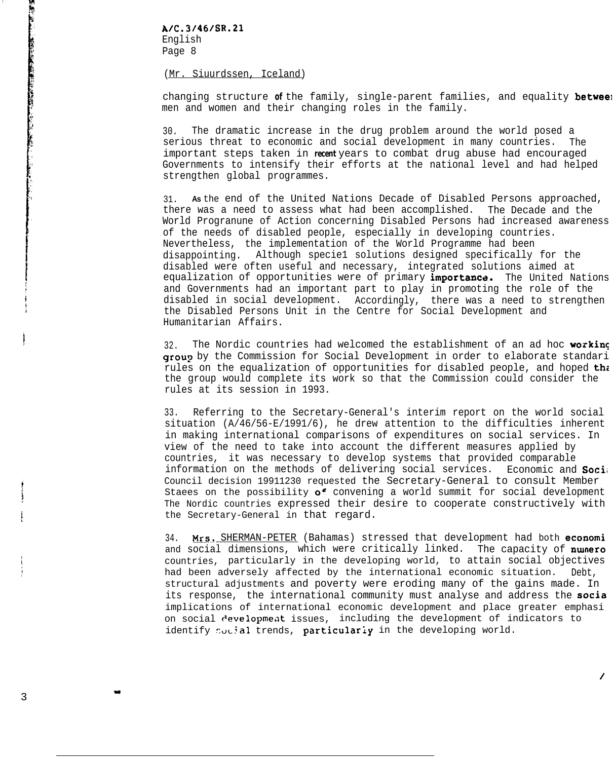(Mr. Siuurdssen, Iceland)

changing structure of the family, single-parent families, and equality between men and women and their changing roles in the family.

30. The dramatic increase in the drug problem around the world posed a serious threat to economic and social development in many countries. The important steps taken in recent years to combat drug abuse had encouraged Governments to intensify their efforts at the national level and had helped strengthen global programmes.

31. As the end of the United Nations Decade of Disabled Persons approached, there was a need to assess what had been accomplished. The Decade and the World Progranune of Action concerning Disabled Persons had increased awareness of the needs of disabled people, especially in developing countries. Nevertheless, the implementation of the World Programme had been disappointing. Although specie1 solutions designed specifically for the disabled were often useful and necessary, integrated solutions aimed at equalization of opportunities were of primary importance. The United Nations and Governments had an important part to play in promoting the role of the disabled in social development. Accordingly, there was a need to strengthen the Disabled Persons Unit in the Centre for Social Development and Humanitarian Affairs.

32. The Nordic countries had welcomed the establishment of an ad hoc working group by the Commission for Social Development in order to elaborate standard rules on the equalization of opportunities for disabled people, and hoped that the group would complete its work so that the Commission could consider the rules at its session in 1993.

33. Referring to the Secretary-General's interim report on the world social situation (A/46/56-E/1991/6), he drew attention to the difficulties inherent in making international comparisons of expenditures on social services. In view of the need to take into account the different measures applied by countries, it was necessary to develop systems that provided comparable information on the methods of delivering social services. Economic and Social Council decision 19911230 requested the Secretary-General to consult Member Staees on the possibility of convening a world summit for social development. The Nordic countries expressed their desire to cooperate constructively with the Secretary-General in that regard.

34. Mrs. SHERMAN-PETER (Bahamas) stressed that development had both economic and social dimensions, which were critically linked. The capacity of numerous countries, particularly in the developing world, to attain social objectives had been adversely affected by the international economic situation. Debt, structural adjustments and poverty were eroding many of the gains made. In its response, the international community must analyse and address the social implications of international economic development and place greater emphasis on social development issues, including the development of indicators to identify social trends, particularly in the developing world.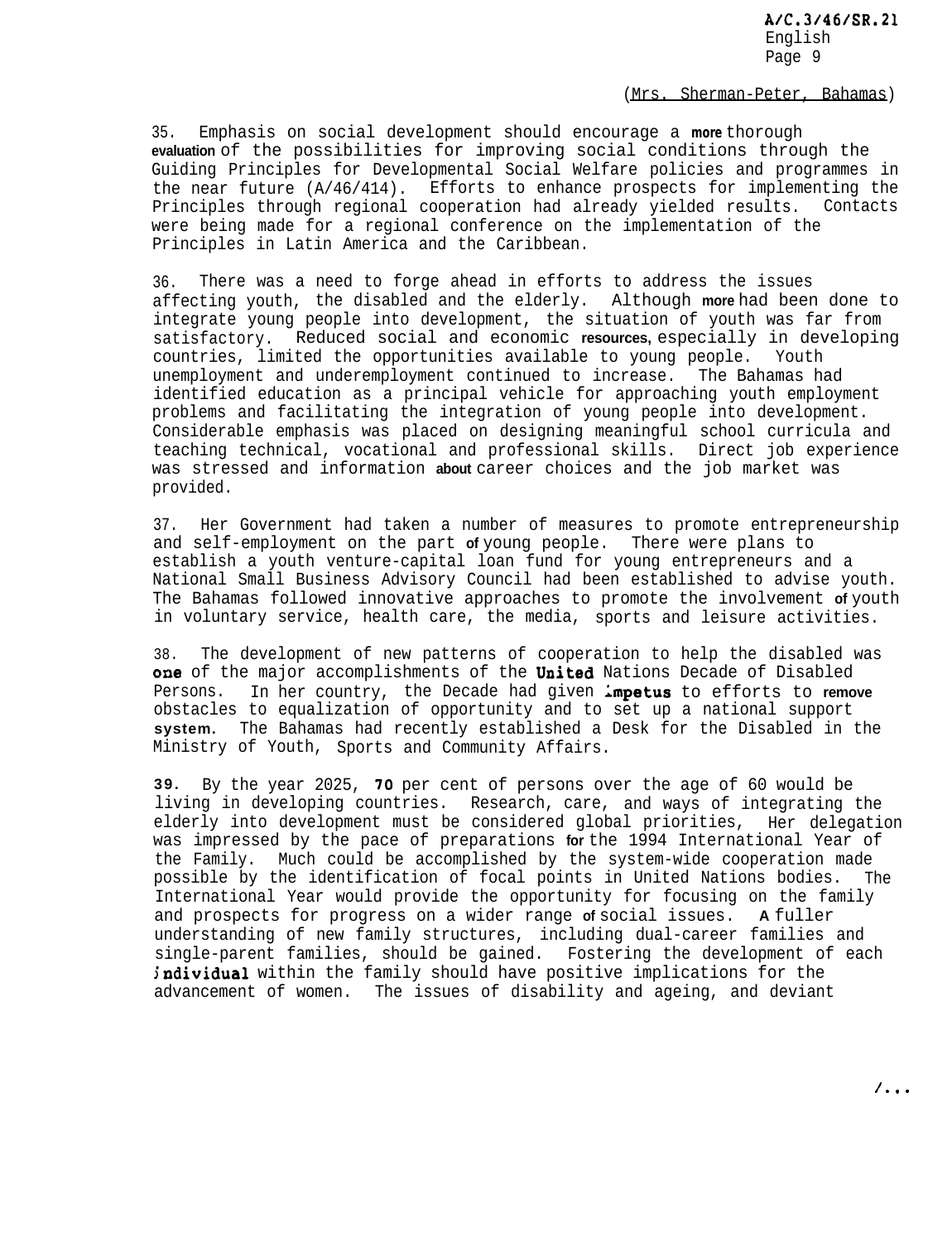(Mrs. Sherman-Peter, Bahamas)

35. Emphasis on social development should encourage a more thorough evaluation of the possibilities for improving social conditions through the Guiding Principles for Developmental Social Welfare policies and programmes in the near future (A/46/414). Efforts to enhance prospects for implementing the Principles through regional cooperation had already yielded results. Contacts were being made for a regional conference on the implementation of the Principles in Latin America and the Caribbean.

36. There was a need to forge ahead in efforts to address the issues affecting youth, the disabled and the elderly. Although more had been done to integrate young people into development, the situation of youth was far from satisfactory. Reduced social and economic resources, especially in developing countries, limited the opportunities available to young people. Youth unemployment and underemployment continued to increase. The Bahamas had identified education as a principal vehicle for approaching youth employment problems and facilitating the integration of young people into development. Considerable emphasis was placed on designing meaningful school curricula and teaching technical, vocational and professional skills. Direct job experience was stressed and information about career choices and the job market was provided.

37. Her Government had taken a number of measures to promote entrepreneurship and self-employment on the part of young people. There were plans to establish a youth venture-capital loan fund for young entrepreneurs and a National Small Business Advisory Council had been established to advise youth. The Bahamas followed innovative approaches to promote the involvement of youth in voluntary service, health care, the media, sports and leisure activities.

38. The development of new patterns of cooperation to help the disabled was one of the major accomplishments of the United Nations Decade of Disabled Persons. In her country, the Decade had given impetus to efforts to remove obstacles to equalization of opportunity and to set up a national support system. The Bahamas had recently established a Desk for the Disabled in the Ministry of Youth, Sports and Community Affairs.

39. By the year 2025, 70 per cent of persons over the age of 60 would be living in developing countries. Research, care, and ways of integrating the elderly into development must be considered global priorities, Her delegation was impressed by the pace of preparations for the 1994 International Year of the Family. Much could be accomplished by the system-wide cooperation made possible by the identification of focal points in United Nations bodies. The International Year would provide the opportunity for focusing on the family and prospects for progress on a wider range of social issues. A fuller understanding of new family structures, including dual-career families and single-parent families, should be gained. Fostering the development of each individual within the family should have positive implications for the advancement of women. The issues of disability and ageing, and deviant

/...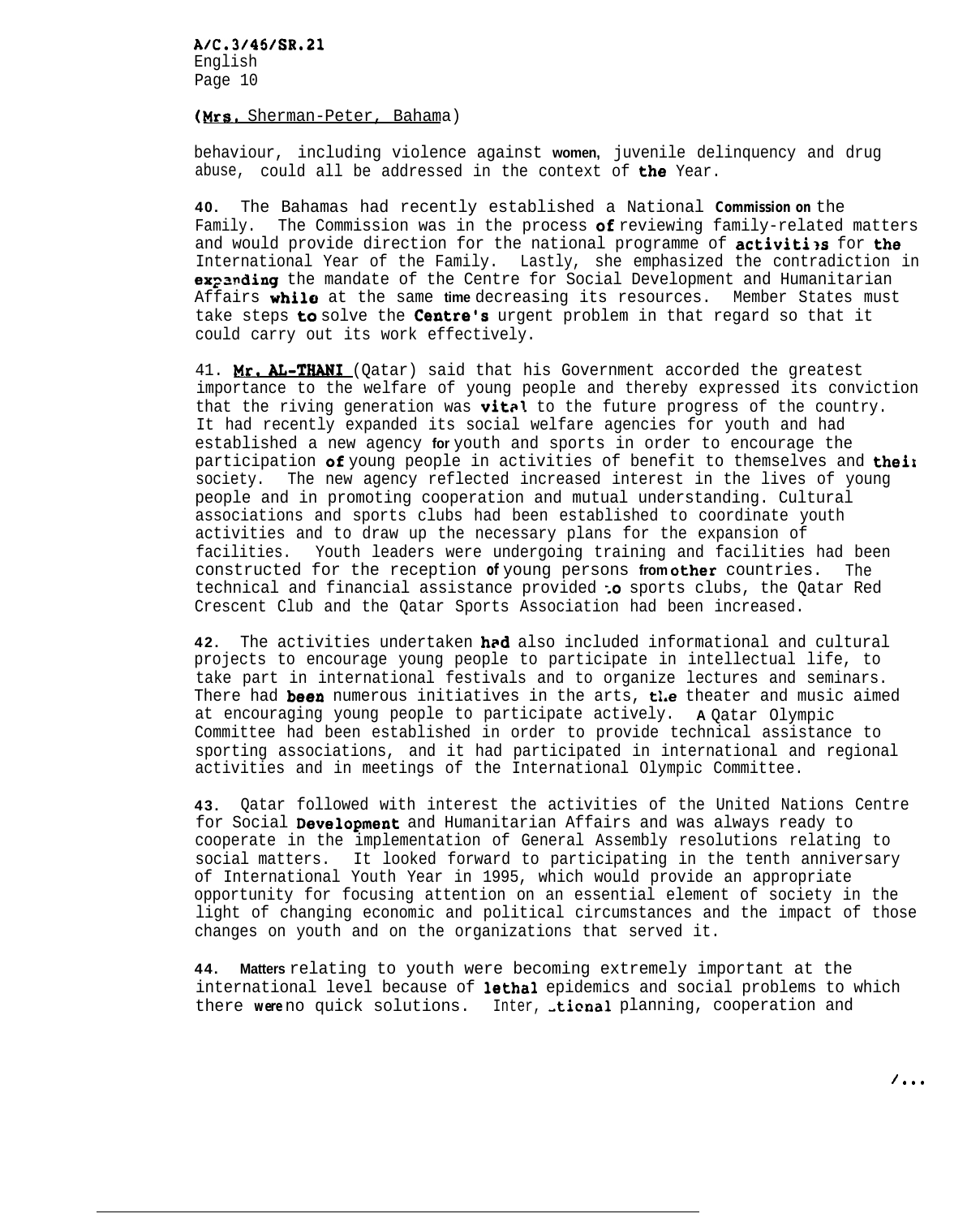(Mrs. Sherman-Peter, Bahama)

behaviour, including violence against women, juvenile delinquency and drug abuse, could all be addressed in the context of the Year.

40. The Bahamas had recently established a National Commission on the Family. The Commission was in the process of reviewing family-related matters and would provide direction for the national programme of activities for the International Year of the Family. Lastly, she emphasized the contradiction in expanding the mandate of the Centre for Social Development and Humanitarian Affairs while at the same time decreasing its resources. Member States must take steps to solve the Centre's urgent problem in that regard so that it could carry out its work effectively.

41. Mr. AL-THANI (Qatar) said that his Government accorded the greatest importance to the welfare of young people and thereby expressed its conviction that the riving generation was vital to the future progress of the country. It had recently expanded its social welfare agencies for youth and had established a new agency for youth and sports in order to encourage the participation of young people in activities of benefit to themselves and their society. The new agency reflected increased interest in the lives of young people and in promoting cooperation and mutual understanding. Cultural associations and sports clubs had been established to coordinate youth activities and to draw up the necessary plans for the expansion of facilities. Youth leaders were undergoing training and facilities had been constructed for the reception of young persons from other countries. The technical and financial assistance provided to sports clubs, the Qatar Red Crescent Club and the Qatar Sports Association had been increased.

42. The activities undertaken had also included informational and cultural projects to encourage young people to participate in intellectual life, to take part in international festivals and to organize lectures and seminars. There had been numerous initiatives in the arts, the theater and music aimed at encouraging young people to participate actively. A Qatar Olympic Committee had been established in order to provide technical assistance to sporting associations, and it had participated in international and regional activities and in meetings of the International Olympic Committee.

43. Qatar followed with interest the activities of the United Nations Centre for Social Development and Humanitarian Affairs and was always ready to cooperate in the implementation of General Assembly resolutions relating to social matters. It looked forward to participating in the tenth anniversary of International Youth Year in 1995, which would provide an appropriate opportunity for focusing attention on an essential element of society in the light of changing economic and political circumstances and the impact of those changes on youth and on the organizations that served it.

44. Matters relating to youth were becoming extremely important at the international level because of lethal epidemics and social problems to which there were no quick solutions. Inter, _tional planning, cooperation and

/...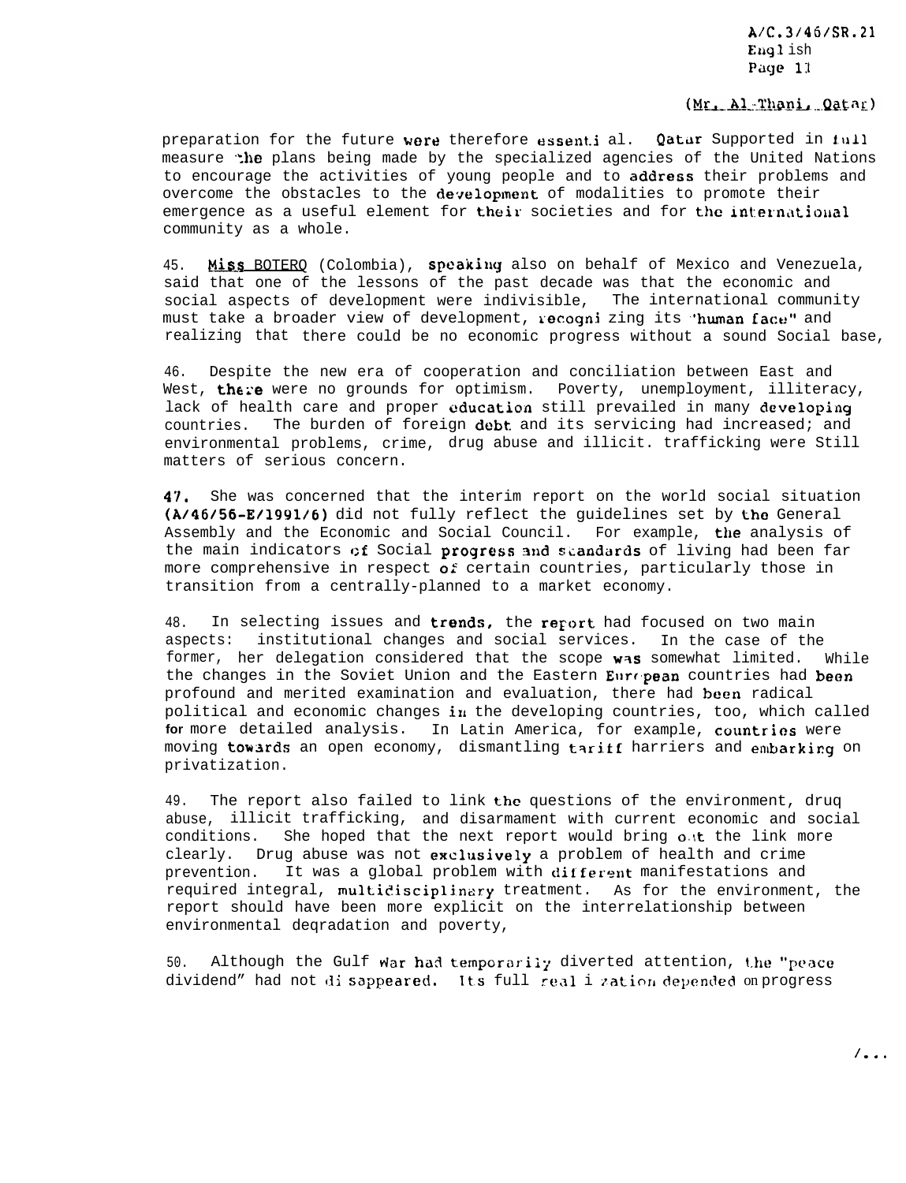(Mr. Al-Thani, Qatar)

preparation for the future were therefore essential. Qatar Supported in full measure the plans being made by the specialized agencies of the United Nations to encourage the activities of young people and to address their problems and overcome the obstacles to the development of modalities to promote their emergence as a useful element for their societies and for the international community as a whole.

45. Miss BOTERO (Colombia), speaking also on behalf of Mexico and Venezuela, said that one of the lessons of the past decade was that the economic and social aspects of development were indivisible, The international community must take a broader view of development, recognizing its "human face" and realizing that there could be no economic progress without a sound Social base,

46. Despite the new era of cooperation and conciliation between East and West, there were no grounds for optimism. Poverty, unemployment, illiteracy, lack of health care and proper education still prevailed in many developing countries. The burden of foreign debt and its servicing had increased; and environmental problems, crime, drug abuse and illicit. trafficking were Still matters of serious concern.

47. She was concerned that the interim report on the world social situation (A/46/56-E/1991/6) did not fully reflect the guidelines set by the General Assembly and the Economic and Social Council. For example, the analysis of the main indicators of Social progress and standards of living had been far more comprehensive in respect of certain countries, particularly those in transition from a centrally-planned to a market economy.

48. In selecting issues and trends, the report had focused on two main aspects: institutional changes and social services. In the case of the former, her delegation considered that the scope was somewhat limited. While the changes in the Soviet Union and the Eastern European countries had been profound and merited examination and evaluation, there had been radical political and economic changes in the developing countries, too, which called for more detailed analysis. In Latin America, for example, countries were moving towards an open economy, dismantling tariff harriers and embarking on privatization.

49. The report also failed to link the questions of the environment, druq abuse, illicit trafficking, and disarmament with current economic and social conditions. She hoped that the next report would bring out the link more clearly. Drug abuse was not exclusively a problem of health and crime prevention. It was a global problem with different manifestations and required integral, multidisciplinary treatment. As for the environment, the report should have been more explicit on the interrelationship between environmental deqradation and poverty,

50. Although the Gulf War had temporarily diverted attention, the "peace dividend" had not disappeared. Its full realization depended on progress

/...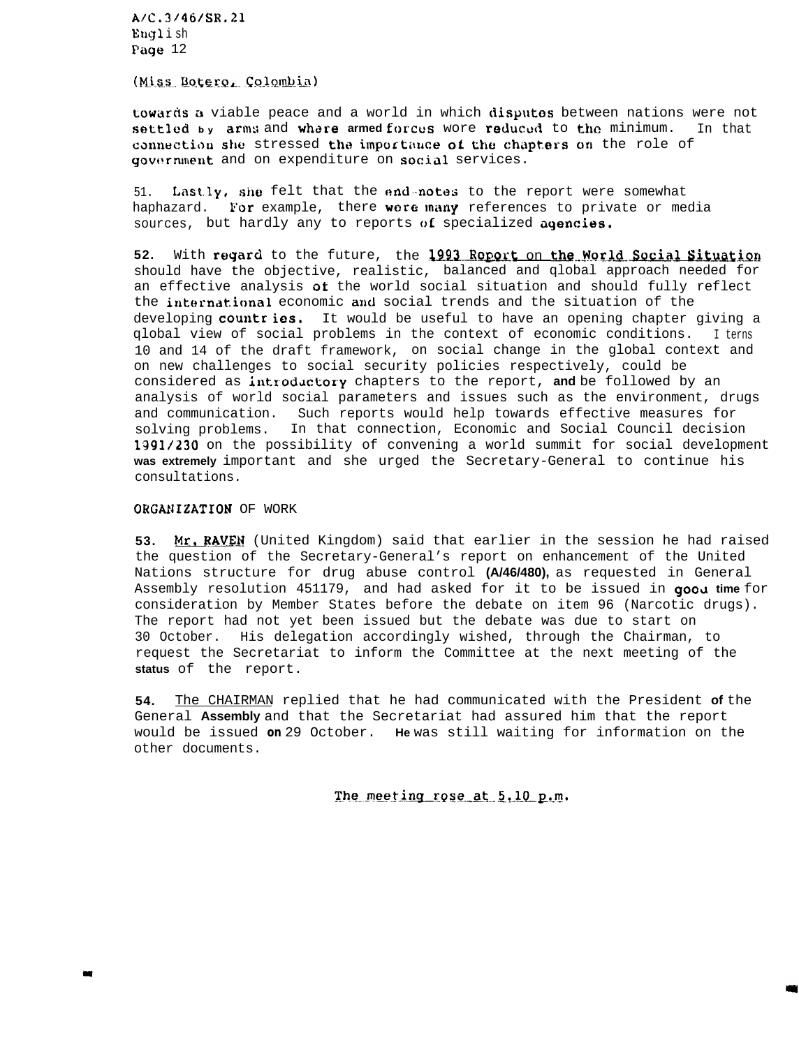(Miss Botero, Colombia)

towards a viable peace and a world in which disputes between nations were not settled by arms and where armed forces were reduced to the minimum. In that connection she stressed the importance of the chapters on the role of government and on expenditure on social services.

51. Lastly, she felt that the end-notes to the report were somewhat haphazard. For example, there were many references to private or media sources, but hardly any to reports of specialized agencies.

52. With regard to the future, the 1993 Report on the World Social Situation should have the objective, realistic, balanced and global approach needed for an effective analysis of the world social situation and should fully reflect the international economic and social trends and the situation of the developing countries. It would be useful to have an opening chapter giving a global view of social problems in the context of economic conditions. Items 10 and 14 of the draft framework, on social change in the global context and on new challenges to social security policies respectively, could be considered as introductory chapters to the report, and be followed by an analysis of world social parameters and issues such as the environment, drugs and communication. Such reports would help towards effective measures for solving problems. In that connection, Economic and Social Council decision 1991/230 on the possibility of convening a world summit for social development was extremely important and she urged the Secretary-General to continue his consultations.

ORGANIZATION OF WORK

53. Mr. RAVEN (United Kingdom) said that earlier in the session he had raised the question of the Secretary-General's report on enhancement of the United Nations structure for drug abuse control (A/46/480), as requested in General Assembly resolution 45/179, and had asked for it to be issued in good time for consideration by Member States before the debate on item 96 (Narcotic drugs). The report had not yet been issued but the debate was due to start on 30 October. His delegation accordingly wished, through the Chairman, to request the Secretariat to inform the Committee at the next meeting of the status of the report.

54. The CHAIRMAN replied that he had communicated with the President of the General Assembly and that the Secretariat had assured him that the report would be issued on 29 October. He was still waiting for information on the other documents.

*The meeting rose at 5.10 p.m.*